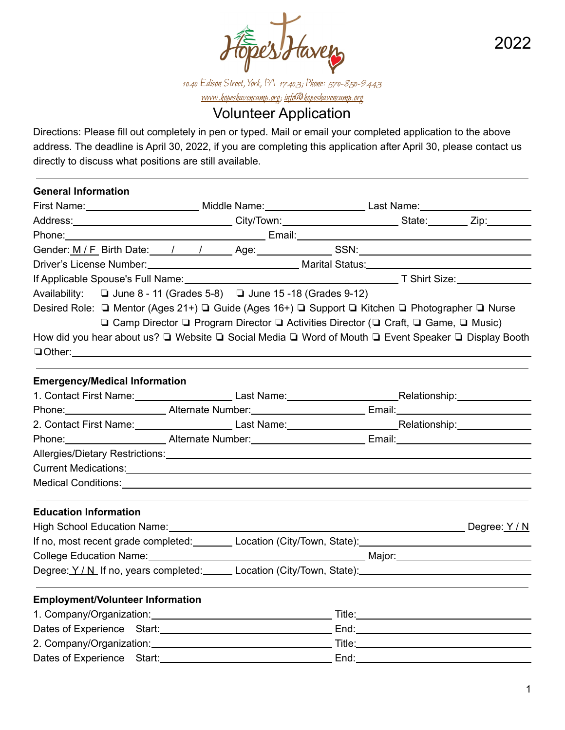2022

Hope's Haven

1040 Edison Street, York, PA 17403; Phone: 570-850-9443

www.hopeshavencamp.org; info@hopeshavencamp.org

# Volunteer Application

Directions: Please fill out completely in pen or typed. Mail or email your completed application to the above address. The deadline is April 30, 2022, if you are completing this application after April 30, please contact us directly to discuss what positions are still available.

---

**General Information**

First Name:____________________ Middle Name:__________________ Last Name:____________________

Address:____________________________ City/Town:____________________ State:_______ Zip:________

Phone:_________________________________ Email:_______________________________________

Gender: M / F Birth Date:____/____/_____ Age:_____________ SSN:______________________________

Driver's License Number:____________________________ Marital Status:____________________________

If Applicable Spouse's Full Name:________________________________________ T Shirt Size:____________

Availability: ❏ June 8 - 11 (Grades 5-8) ❏ June 15 -18 (Grades 9-12)

Desired Role: ❏ Mentor (Ages 21+) ❏ Guide (Ages 16+) ❏ Support ❏ Kitchen ❏ Photographer ❏ Nurse
❏ Camp Director ❏ Program Director ❏ Activities Director (❏ Craft, ❏ Game, ❏ Music)

How did you hear about us? ❏ Website ❏ Social Media ❏ Word of Mouth ❏ Event Speaker ❏ Display Booth
❏Other:___________________________________________________________________________________

---

**Emergency/Medical Information**

1. Contact First Name:_________________ Last Name:___________________Relationship:_____________

Phone:___________________ Alternate Number:____________________ Email:_________________________

2. Contact First Name:_________________ Last Name:___________________Relationship:_____________

Phone:___________________ Alternate Number:____________________ Email:_________________________

Allergies/Dietary Restrictions:______________________________________________________________

Current Medications:_______________________________________________________________________

Medical Conditions:________________________________________________________________________

---

**Education Information**

High School Education Name:___________________________________________________ Degree: Y / N

If no, most recent grade completed:_______ Location (City/Town, State):_____________________________

College Education Name:_________________________________________ Major:_________________________

Degree: Y / N If no, years completed:_____ Location (City/Town, State):_____________________________

---

**Employment/Volunteer Information**

1. Company/Organization:________________________________ Title:_________________________________

Dates of Experience Start:________________________________ End:_________________________________

2. Company/Organization:________________________________ Title:_________________________________

Dates of Experience Start:________________________________ End:_________________________________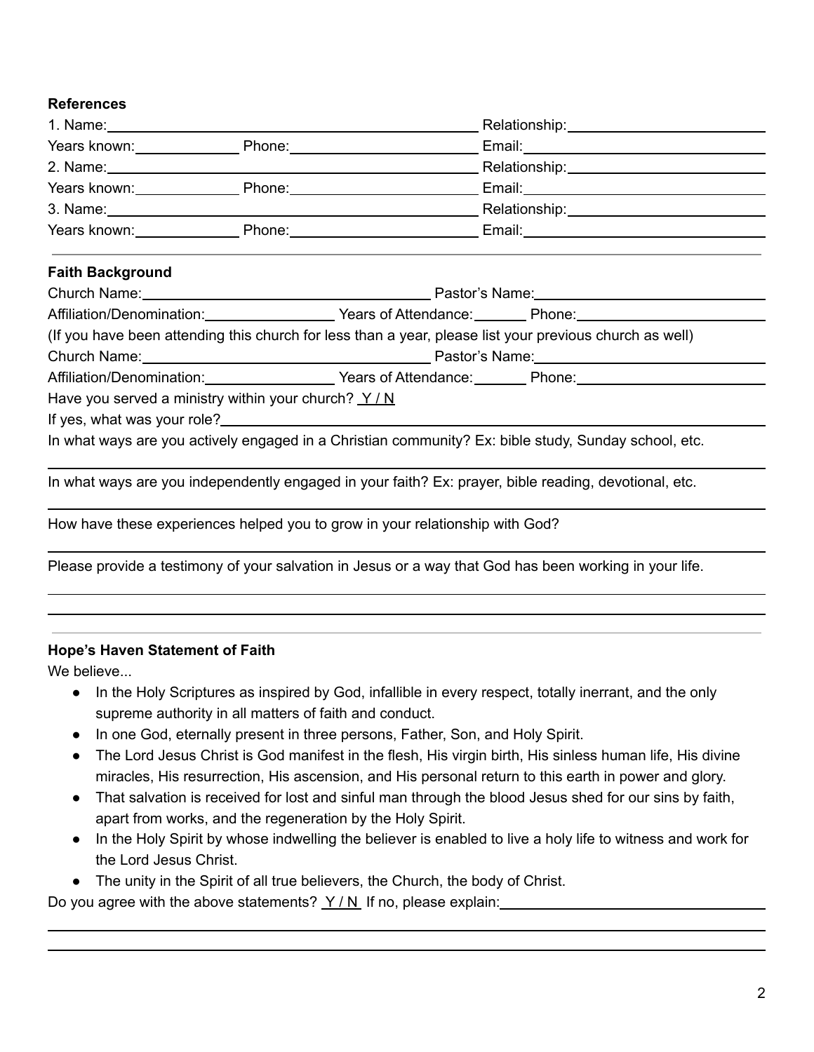**References**

1. Name:\_\_\_\_\_\_\_\_\_\_\_\_\_\_\_\_\_\_\_\_\_\_\_\_\_\_\_\_\_\_\_\_\_\_\_\_\_\_\_\_ Relationship:\_\_\_\_\_\_\_\_\_\_\_\_\_\_\_\_\_\_\_\_
Years known:\_\_\_\_\_\_\_\_\_\_ Phone:\_\_\_\_\_\_\_\_\_\_\_\_\_\_\_\_\_\_\_\_ Email:\_\_\_\_\_\_\_\_\_\_\_\_\_\_\_\_\_\_\_\_\_\_\_\_
2. Name:\_\_\_\_\_\_\_\_\_\_\_\_\_\_\_\_\_\_\_\_\_\_\_\_\_\_\_\_\_\_\_\_\_\_\_\_\_\_\_\_ Relationship:\_\_\_\_\_\_\_\_\_\_\_\_\_\_\_\_\_\_\_\_
Years known:\_\_\_\_\_\_\_\_\_\_ Phone:\_\_\_\_\_\_\_\_\_\_\_\_\_\_\_\_\_\_\_\_ Email:\_\_\_\_\_\_\_\_\_\_\_\_\_\_\_\_\_\_\_\_\_\_\_\_
3. Name:\_\_\_\_\_\_\_\_\_\_\_\_\_\_\_\_\_\_\_\_\_\_\_\_\_\_\_\_\_\_\_\_\_\_\_\_\_\_\_\_ Relationship:\_\_\_\_\_\_\_\_\_\_\_\_\_\_\_\_\_\_\_\_
Years known:\_\_\_\_\_\_\_\_\_\_ Phone:\_\_\_\_\_\_\_\_\_\_\_\_\_\_\_\_\_\_\_\_ Email:\_\_\_\_\_\_\_\_\_\_\_\_\_\_\_\_\_\_\_\_\_\_\_\_

---

**Faith Background**

Church Name:\_\_\_\_\_\_\_\_\_\_\_\_\_\_\_\_\_\_\_\_\_\_\_\_\_\_\_\_\_\_ Pastor's Name:\_\_\_\_\_\_\_\_\_\_\_\_\_\_\_\_\_\_\_\_\_\_\_\_

Affiliation/Denomination:\_\_\_\_\_\_\_\_\_\_\_\_\_\_ Years of Attendance:\_\_\_\_\_ Phone:\_\_\_\_\_\_\_\_\_\_\_\_\_\_\_\_\_\_\_\_

(If you have been attending this church for less than a year, please list your previous church as well)

Church Name:\_\_\_\_\_\_\_\_\_\_\_\_\_\_\_\_\_\_\_\_\_\_\_\_\_\_\_\_\_\_ Pastor's Name:\_\_\_\_\_\_\_\_\_\_\_\_\_\_\_\_\_\_\_\_\_\_\_\_

Affiliation/Denomination:\_\_\_\_\_\_\_\_\_\_\_\_\_\_ Years of Attendance:\_\_\_\_\_ Phone:\_\_\_\_\_\_\_\_\_\_\_\_\_\_\_\_\_\_\_\_

Have you served a ministry within your church? Y / N

If yes, what was your role?\_\_\_\_\_\_\_\_\_\_\_\_\_\_\_\_\_\_\_\_\_\_\_\_\_\_\_\_\_\_\_\_\_\_\_\_\_\_\_\_\_\_\_\_\_\_\_\_\_\_\_\_

In what ways are you actively engaged in a Christian community? Ex: bible study, Sunday school, etc.

\_\_\_\_\_\_\_\_\_\_\_\_\_\_\_\_\_\_\_\_\_\_\_\_\_\_\_\_\_\_\_\_\_\_\_\_\_\_\_\_\_\_\_\_\_\_\_\_\_\_\_\_\_\_\_\_\_\_\_\_\_\_\_\_\_\_\_\_\_\_\_\_\_\_\_\_

In what ways are you independently engaged in your faith? Ex: prayer, bible reading, devotional, etc.

\_\_\_\_\_\_\_\_\_\_\_\_\_\_\_\_\_\_\_\_\_\_\_\_\_\_\_\_\_\_\_\_\_\_\_\_\_\_\_\_\_\_\_\_\_\_\_\_\_\_\_\_\_\_\_\_\_\_\_\_\_\_\_\_\_\_\_\_\_\_\_\_\_\_\_\_

How have these experiences helped you to grow in your relationship with God?

\_\_\_\_\_\_\_\_\_\_\_\_\_\_\_\_\_\_\_\_\_\_\_\_\_\_\_\_\_\_\_\_\_\_\_\_\_\_\_\_\_\_\_\_\_\_\_\_\_\_\_\_\_\_\_\_\_\_\_\_\_\_\_\_\_\_\_\_\_\_\_\_\_\_\_\_

Please provide a testimony of your salvation in Jesus or a way that God has been working in your life.

\_\_\_\_\_\_\_\_\_\_\_\_\_\_\_\_\_\_\_\_\_\_\_\_\_\_\_\_\_\_\_\_\_\_\_\_\_\_\_\_\_\_\_\_\_\_\_\_\_\_\_\_\_\_\_\_\_\_\_\_\_\_\_\_\_\_\_\_\_\_\_\_\_\_\_\_

\_\_\_\_\_\_\_\_\_\_\_\_\_\_\_\_\_\_\_\_\_\_\_\_\_\_\_\_\_\_\_\_\_\_\_\_\_\_\_\_\_\_\_\_\_\_\_\_\_\_\_\_\_\_\_\_\_\_\_\_\_\_\_\_\_\_\_\_\_\_\_\_\_\_\_\_

---

**Hope's Haven Statement of Faith**

We believe...

- In the Holy Scriptures as inspired by God, infallible in every respect, totally inerrant, and the only supreme authority in all matters of faith and conduct.
- In one God, eternally present in three persons, Father, Son, and Holy Spirit.
- The Lord Jesus Christ is God manifest in the flesh, His virgin birth, His sinless human life, His divine miracles, His resurrection, His ascension, and His personal return to this earth in power and glory.
- That salvation is received for lost and sinful man through the blood Jesus shed for our sins by faith, apart from works, and the regeneration by the Holy Spirit.
- In the Holy Spirit by whose indwelling the believer is enabled to live a holy life to witness and work for the Lord Jesus Christ.
- The unity in the Spirit of all true believers, the Church, the body of Christ.

Do you agree with the above statements? Y / N If no, please explain:\_\_\_\_\_\_\_\_\_\_\_\_\_\_\_\_\_\_\_\_\_\_\_\_\_\_\_\_

\_\_\_\_\_\_\_\_\_\_\_\_\_\_\_\_\_\_\_\_\_\_\_\_\_\_\_\_\_\_\_\_\_\_\_\_\_\_\_\_\_\_\_\_\_\_\_\_\_\_\_\_\_\_\_\_\_\_\_\_\_\_\_\_\_\_\_\_\_\_\_\_\_\_\_\_

\_\_\_\_\_\_\_\_\_\_\_\_\_\_\_\_\_\_\_\_\_\_\_\_\_\_\_\_\_\_\_\_\_\_\_\_\_\_\_\_\_\_\_\_\_\_\_\_\_\_\_\_\_\_\_\_\_\_\_\_\_\_\_\_\_\_\_\_\_\_\_\_\_\_\_\_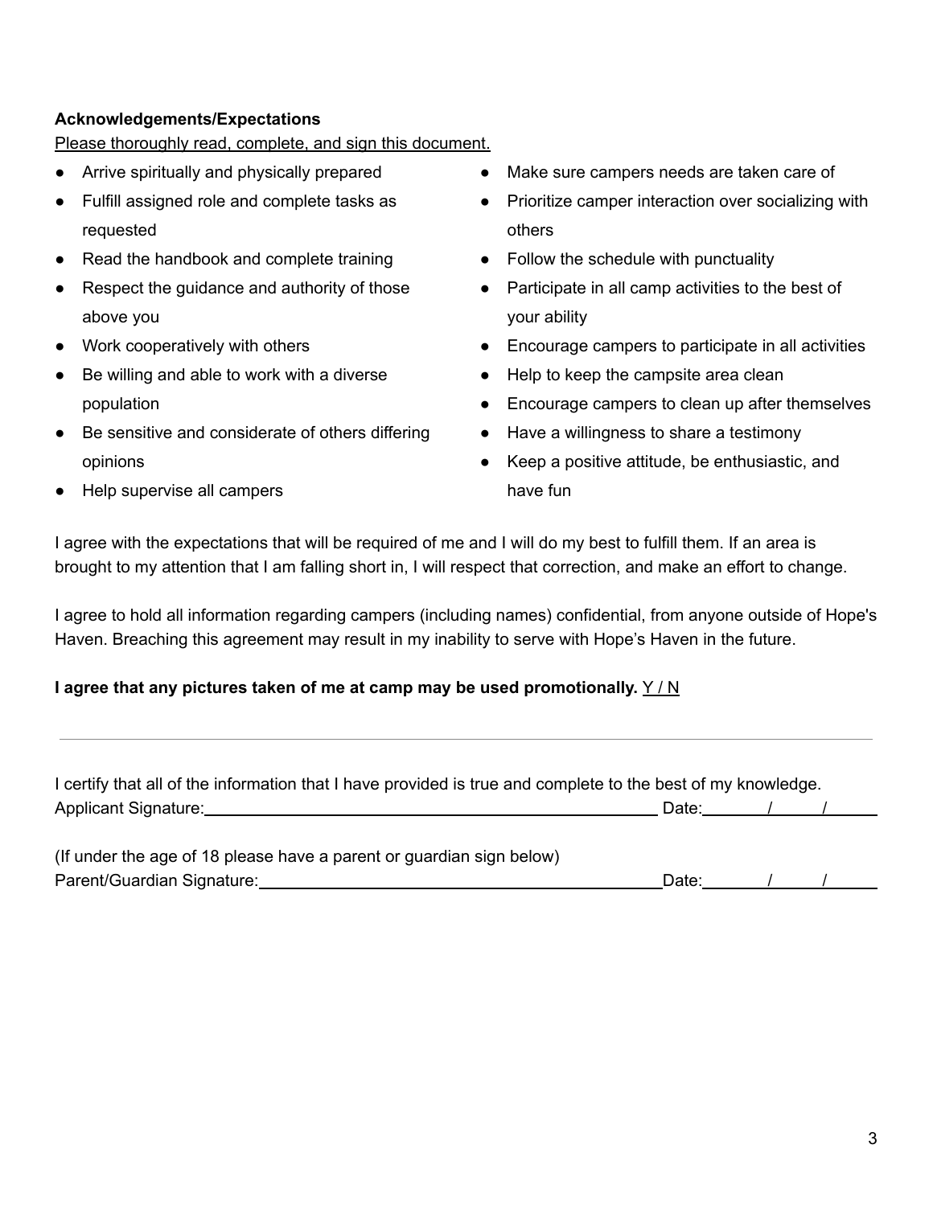**Acknowledgements/Expectations**

Please thoroughly read, complete, and sign this document.

- Arrive spiritually and physically prepared
- Fulfill assigned role and complete tasks as requested
- Read the handbook and complete training
- Respect the guidance and authority of those above you
- Work cooperatively with others
- Be willing and able to work with a diverse population
- Be sensitive and considerate of others differing opinions
- Help supervise all campers
- Make sure campers needs are taken care of
- Prioritize camper interaction over socializing with others
- Follow the schedule with punctuality
- Participate in all camp activities to the best of your ability
- Encourage campers to participate in all activities
- Help to keep the campsite area clean
- Encourage campers to clean up after themselves
- Have a willingness to share a testimony
- Keep a positive attitude, be enthusiastic, and have fun

I agree with the expectations that will be required of me and I will do my best to fulfill them. If an area is brought to my attention that I am falling short in, I will respect that correction, and make an effort to change.

I agree to hold all information regarding campers (including names) confidential, from anyone outside of Hope's Haven. Breaching this agreement may result in my inability to serve with Hope's Haven in the future.

**I agree that any pictures taken of me at camp may be used promotionally.** Y / N

---

I certify that all of the information that I have provided is true and complete to the best of my knowledge.

Applicant Signature:______________________________________________ Date:_____/_____/_____

(If under the age of 18 please have a parent or guardian sign below)

Parent/Guardian Signature:_________________________________________ Date:_____/_____/_____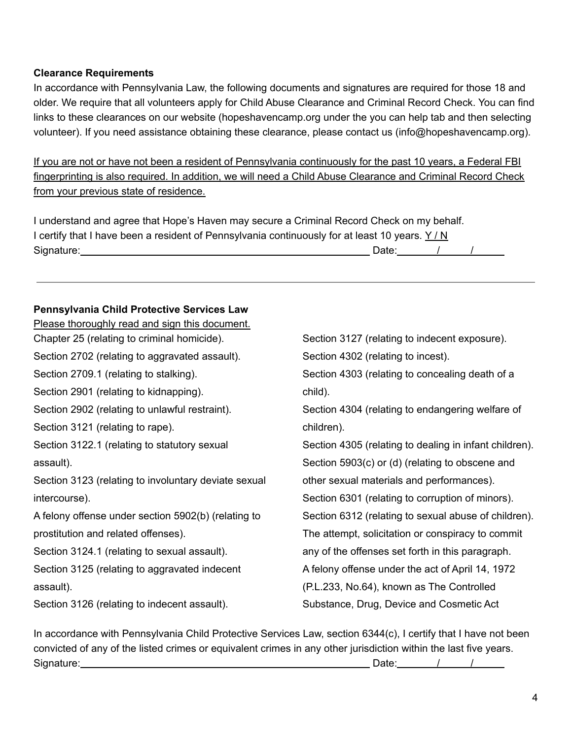**Clearance Requirements**

In accordance with Pennsylvania Law, the following documents and signatures are required for those 18 and older. We require that all volunteers apply for Child Abuse Clearance and Criminal Record Check. You can find links to these clearances on our website (hopeshavencamp.org under the you can help tab and then selecting volunteer). If you need assistance obtaining these clearance, please contact us (info@hopeshavencamp.org).

<u>If you are not or have not been a resident of Pennsylvania continuously for the past 10 years, a Federal FBI fingerprinting is also required. In addition, we will need a Child Abuse Clearance and Criminal Record Check from your previous state of residence.</u>

I understand and agree that Hope's Haven may secure a Criminal Record Check on my behalf.
I certify that I have been a resident of Pennsylvania continuously for at least 10 years. <u>Y / N</u>
Signature:______________________________________________ Date:______/______/______

---

**Pennsylvania Child Protective Services Law**

<u>Please thoroughly read and sign this document.</u>

Chapter 25 (relating to criminal homicide).
Section 2702 (relating to aggravated assault).
Section 2709.1 (relating to stalking).
Section 2901 (relating to kidnapping).
Section 2902 (relating to unlawful restraint).
Section 3121 (relating to rape).
Section 3122.1 (relating to statutory sexual assault).
Section 3123 (relating to involuntary deviate sexual intercourse).
A felony offense under section 5902(b) (relating to prostitution and related offenses).
Section 3124.1 (relating to sexual assault).
Section 3125 (relating to aggravated indecent assault).
Section 3126 (relating to indecent assault).
Section 3127 (relating to indecent exposure).
Section 4302 (relating to incest).
Section 4303 (relating to concealing death of a child).
Section 4304 (relating to endangering welfare of children).
Section 4305 (relating to dealing in infant children).
Section 5903(c) or (d) (relating to obscene and other sexual materials and performances).
Section 6301 (relating to corruption of minors).
Section 6312 (relating to sexual abuse of children).
The attempt, solicitation or conspiracy to commit any of the offenses set forth in this paragraph.
A felony offense under the act of April 14, 1972 (P.L.233, No.64), known as The Controlled Substance, Drug, Device and Cosmetic Act

In accordance with Pennsylvania Child Protective Services Law, section 6344(c), I certify that I have not been convicted of any of the listed crimes or equivalent crimes in any other jurisdiction within the last five years.
Signature:______________________________________________ Date:______/______/______